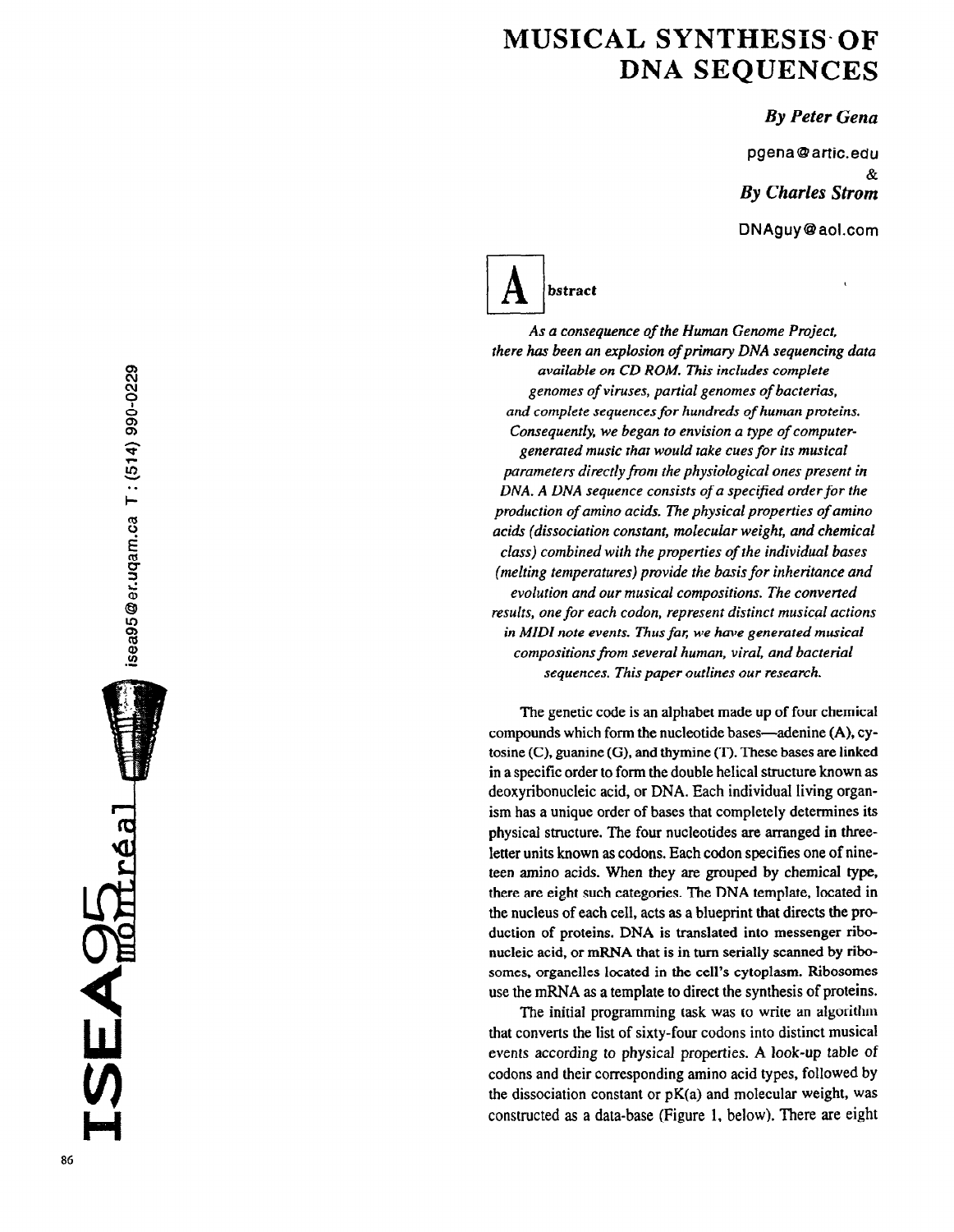# MUSICAL SYNTHESIS OF DNA SEQUENCES

***By Peter Gena***

pgena@artic.edu

&

***By Charles Strom***

DNAguy@aol.com

## Abstract

*As a consequence of the Human Genome Project, there has been an explosion of primary DNA sequencing data available on CD ROM. This includes complete genomes of viruses, partial genomes of bacterias, and complete sequences for hundreds of human proteins. Consequently, we began to envision a type of computer-generated music that would take cues for its musical parameters directly from the physiological ones present in DNA. A DNA sequence consists of a specified order for the production of amino acids. The physical properties of amino acids (dissociation constant, molecular weight, and chemical class) combined with the properties of the individual bases (melting temperatures) provide the basis for inheritance and evolution and our musical compositions. The converted results, one for each codon, represent distinct musical actions in MIDI note events. Thus far, we have generated musical compositions from several human, viral, and bacterial sequences. This paper outlines our research.*

The genetic code is an alphabet made up of four chemical compounds which form the nucleotide bases—adenine (A), cytosine (C), guanine (G), and thymine (T). These bases are linked in a specific order to form the double helical structure known as deoxyribonucleic acid, or DNA. Each individual living organism has a unique order of bases that completely determines its physical structure. The four nucleotides are arranged in three-letter units known as codons. Each codon specifies one of nineteen amino acids. When they are grouped by chemical type, there are eight such categories. The DNA template, located in the nucleus of each cell, acts as a blueprint that directs the production of proteins. DNA is translated into messenger ribonucleic acid, or mRNA that is in turn serially scanned by ribosomes, organelles located in the cell's cytoplasm. Ribosomes use the mRNA as a template to direct the synthesis of proteins.

The initial programming task was to write an algorithm that converts the list of sixty-four codons into distinct musical events according to physical properties. A look-up table of codons and their corresponding amino acid types, followed by the dissociation constant or pK(a) and molecular weight, was constructed as a data-base (Figure 1, below). There are eight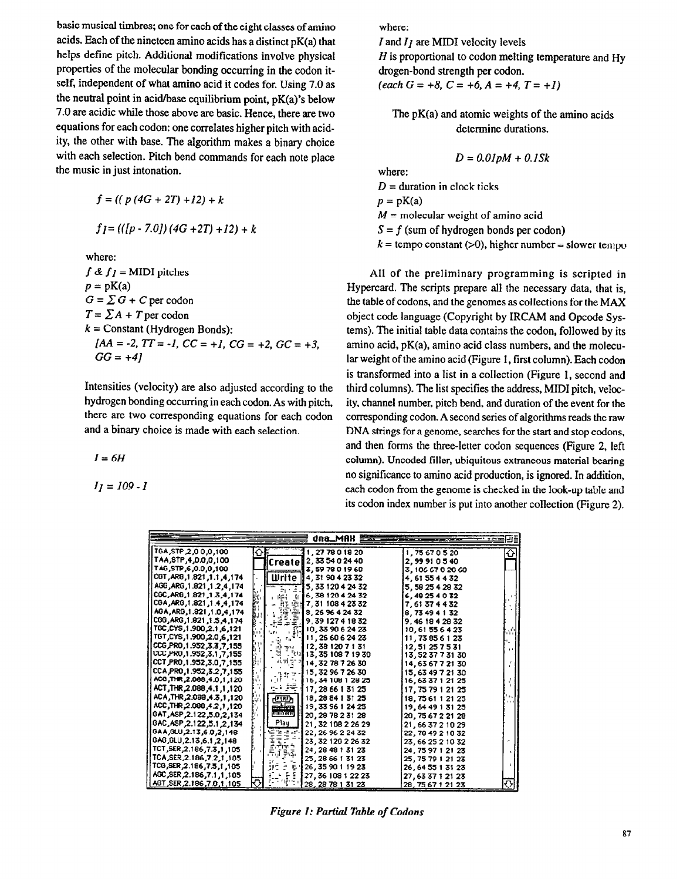basic musical timbres; one for each of the eight classes of amino acids. Each of the nineteen amino acids has a distinct pK(a) that helps define pitch. Additional modifications involve physical properties of the molecular bonding occurring in the codon itself, independent of what amino acid it codes for. Using 7.0 as the neutral point in acid/base equilibrium point, pK(a)'s below 7.0 are acidic while those above are basic. Hence, there are two equations for each codon: one correlates higher pitch with acidity, the other with base. The algorithm makes a binary choice with each selection. Pitch bend commands for each note place the music in just intonation.

$$f = ((p(4G + 2T) + 12) + k$$

$$f_1 = (([p - 7.0])(4G + 2T) + 12) + k$$

where:
$f$ & $f_1$ = MIDI pitches
$p$ = pK(a)
$G = \Sigma G + C$ per codon
$T = \Sigma A + T$ per codon
$k$ = Constant (Hydrogen Bonds):
*[AA = -2, TT = -1, CC = +1, CG = +2, GC = +3, GG = +4]*

Intensities (velocity) are also adjusted according to the hydrogen bonding occurring in each codon. As with pitch, there are two corresponding equations for each codon and a binary choice is made with each selection.

$$I = 6H$$

$$I_1 = 109 - I$$

where:
$I$ and $I_1$ are MIDI velocity levels
$H$ is proportional to codon melting temperature and Hydrogen-bond strength per codon.
*(each G = +8, C = +6, A = +4, T = +1)*

The pK(a) and atomic weights of the amino acids determine durations.

$$D = 0.01pM + 0.1Sk$$

where:
$D$ = duration in clock ticks
$p$ = pK(a)
$M$ = molecular weight of amino acid
$S = f$ (sum of hydrogen bonds per codon)
$k$ = tempo constant (>0), higher number = slower tempo

All of the preliminary programming is scripted in Hypercard. The scripts prepare all the necessary data, that is, the table of codons, and the genomes as collections for the MAX object code language (Copyright by IRCAM and Opcode Systems). The initial table data contains the codon, followed by its amino acid, pK(a), amino acid class numbers, and the molecular weight of the amino acid (Figure 1, first column). Each codon is transformed into a list in a collection (Figure 1, second and third columns). The list specifies the address, MIDI pitch, velocity, channel number, pitch bend, and duration of the event for the corresponding codon. A second series of algorithms reads the raw DNA strings for a genome, searches for the start and stop codons, and then forms the three-letter codon sequences (Figure 2, left column). Uncoded filler, ubiquitous extraneous material bearing no significance to amino acid production, is ignored. In addition, each codon from the genome is checked in the look-up table and its codon index number is put into another collection (Figure 2).

| dna_MAH | | |
|---|---|---|
| TGA,STP,2,0 0,0,100 | 1, 27 78 0 18 20 | 1, 75 67 0 5 20 |
| TAA,STP,4,0.0,0,100 | 2, 33 54 0 24 40 | 2, 99 91 0 5 40 |
| TAG,STP,6,0.0,0,100 | 3, 59 78 0 19 60 | 3, 106 67 0 28 60 |
| CGT,ARG,1.821,1.1,4,174 | 4, 31 90 4 23 32 | 4, 61 55 4 4 32 |
| AGG,ARG,1.821,1.2,4,174 | 5, 33 120 4 24 32 | 5, 58 25 4 28 32 |
| CGC,ARG,1.821,1.3,4,174 | 6, 38 120 4 24 32 | 6, 48 25 4 0 32 |
| CGA,ARG,1.821,1.4,4,174 | 7, 31 108 4 23 32 | 7, 61 37 4 4 32 |
| AGA,ARG,1.821,1.0,4,174 | 8, 26 96 4 24 32 | 8, 73 49 4 1 32 |
| CGG,ARG,1.821,1.5,4,174 | 9, 39 127 4 18 32 | 9, 46 18 4 28 32 |
| TGC,CYS,1.900,2.1,6,121 | 10, 33 90 6 24 23 | 10, 61 55 6 4 23 |
| TGT,CYS,1.900,2.0,6,121 | 11, 26 60 6 24 23 | 11, 73 85 6 1 23 |
| CCG,PRO,1.952,3.3,7,155 | 12, 38 120 7 1 31 | 12, 51 25 7 5 31 |
| CCC,PRO,1.952,3.1,7,155 | 13, 35 108 7 19 30 | 13, 52 37 7 31 30 |
| CCT,PRO,1.952,3.0,7,155 | 14, 32 78 7 26 30 | 14, 63 67 7 21 30 |
| CCA,PRO,1.952,3.2,7,155 | 15, 32 96 7 26 30 | 15, 63 49 7 21 30 |
| ACG,THR,2.088,4.0,1,120 | 16, 34 108 1 28 25 | 16, 63 37 1 21 25 |
| ACT,THR,2.088,4.1,1,120 | 17, 28 66 1 31 25 | 17, 75 79 1 21 25 |
| ACA,THR,2.088,4.3,1,120 | 18, 28 84 1 31 25 | 18, 75 61 1 21 25 |
| ACC,THR,2.088,4.2,1,120 | 19, 33 96 1 24 25 | 19, 64 49 1 31 25 |
| GAT,ASP,2.122,5.0,2,134 | 20, 28 78 2 31 28 | 20, 75 67 2 21 28 |
| GAC,ASP,2.122,5.1,2,134 | 21, 32 108 2 26 29 | 21, 66 37 2 10 29 |
| GAA,GLU,2.13,6.0,2,148 | 22, 26 96 2 24 32 | 22, 78 49 2 10 32 |
| GAG,GLU,2.13,6.1,2,148 | 23, 32 120 2 26 32 | 23, 66 25 2 10 32 |
| TCT,SER,2.186,7.3,1,105 | 24, 28 48 1 31 23 | 24, 75 97 1 21 23 |
| TCA,SER,2.186,7.2,1,105 | 25, 28 66 1 31 23 | 25, 75 79 1 21 23 |
| TCG,SER,2.186,7.5,1,105 | 26, 35 90 1 19 23 | 26, 64 55 1 31 23 |
| AGC,SER,2.186,7.1,1,105 | 27, 36 108 1 22 23 | 27, 63 37 1 21 23 |
| AGT,SER,2.186,7.0,1,105 | 28, 28 78 1 31 23 | 28, 75 67 1 21 23 |

*Figure 1: Partial Table of Codons*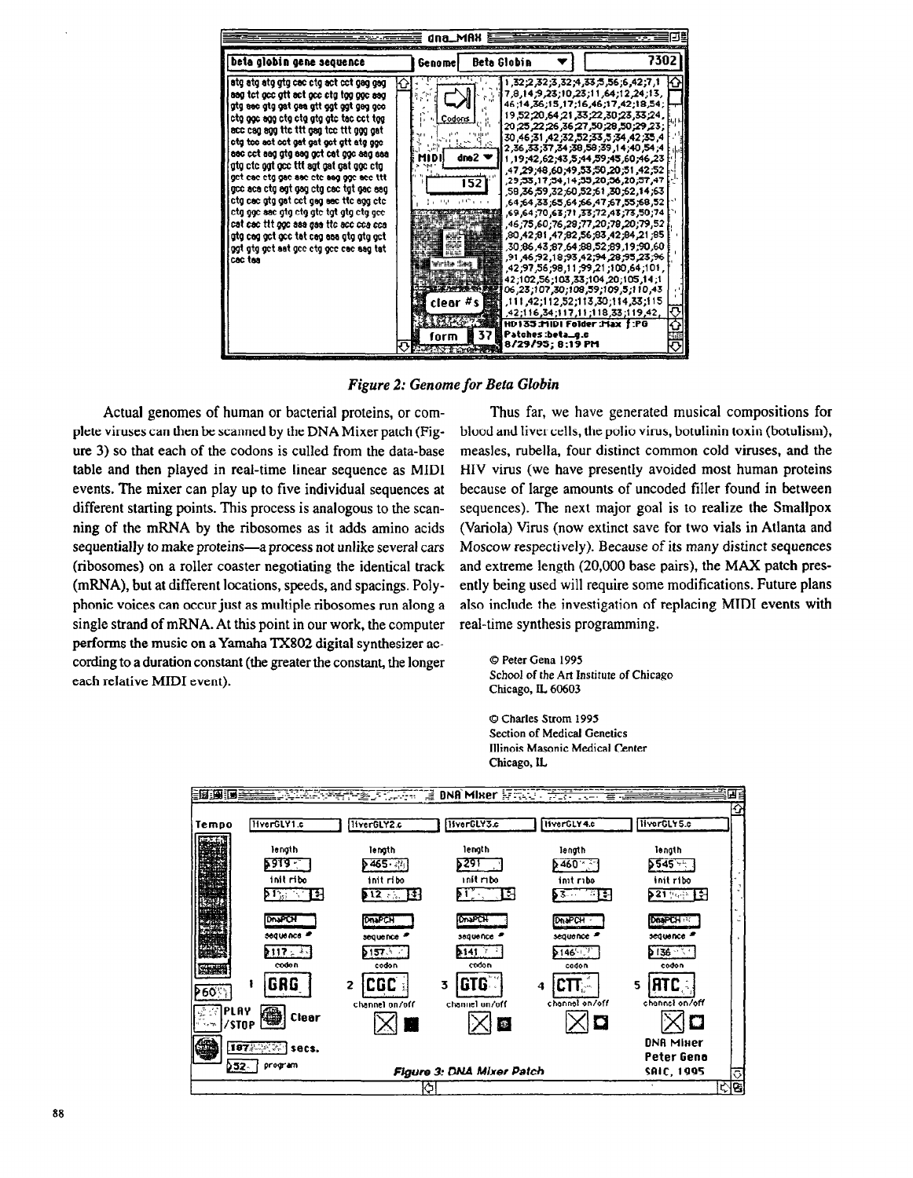*Figure 2: Genome for Beta Globin*

Actual genomes of human or bacterial proteins, or complete viruses can then be scanned by the DNA Mixer patch (Figure 3) so that each of the codons is culled from the data-base table and then played in real-time linear sequence as MIDI events. The mixer can play up to five individual sequences at different starting points. This process is analogous to the scanning of the mRNA by the ribosomes as it adds amino acids sequentially to make proteins—a process not unlike several cars (ribosomes) on a roller coaster negotiating the identical track (mRNA), but at different locations, speeds, and spacings. Polyphonic voices can occur just as multiple ribosomes run along a single strand of mRNA. At this point in our work, the computer performs the music on a Yamaha TX802 digital synthesizer according to a duration constant (the greater the constant, the longer each relative MIDI event).

Thus far, we have generated musical compositions for blood and liver cells, the polio virus, botulinin toxin (botulism), measles, rubella, four distinct common cold viruses, and the HIV virus (we have presently avoided most human proteins because of large amounts of uncoded filler found in between sequences). The next major goal is to realize the Smallpox (Variola) Virus (now extinct save for two vials in Atlanta and Moscow respectively). Because of its many distinct sequences and extreme length (20,000 base pairs), the MAX patch presently being used will require some modifications. Future plans also include the investigation of replacing MIDI events with real-time synthesis programming.

© Peter Gena 1995
School of the Art Institute of Chicago
Chicago, IL 60603

© Charles Strom 1995
Section of Medical Genetics
Illinois Masonic Medical Center
Chicago, IL

*Figure 3: DNA Mixer Patch*